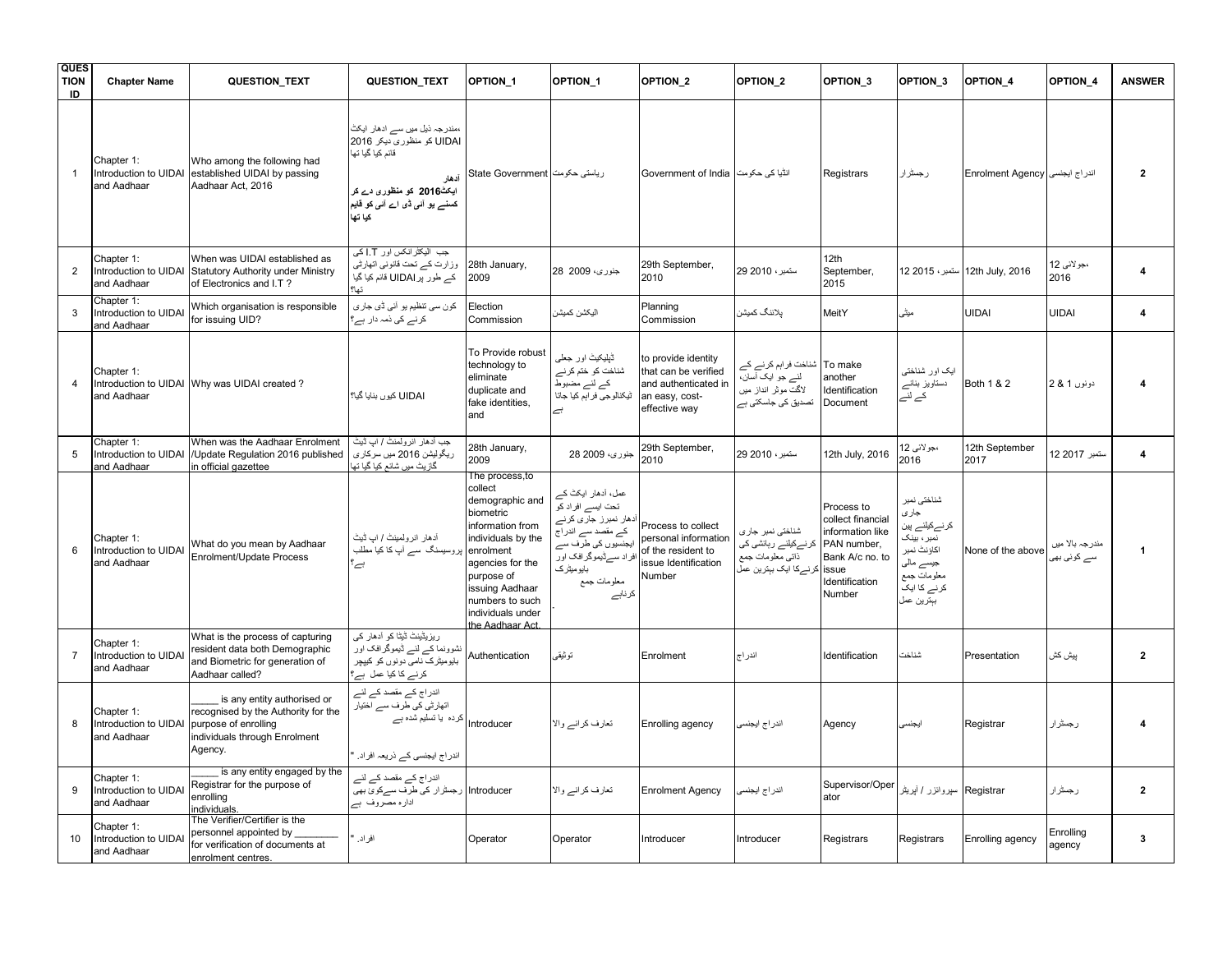| QUESTION ID | Chapter Name | QUESTION_TEXT | QUESTION_TEXT | OPTION_1 | OPTION_1 | OPTION_2 | OPTION_2 | OPTION_3 | OPTION_3 | OPTION_4 | OPTION_4 | ANSWER |
|---|---|---|---|---|---|---|---|---|---|---|---|---|
| 1 | Chapter 1: Introduction to UIDAI and Aadhaar | Who among the following had established UIDAI by passing Aadhaar Act, 2016 | ،مندرجہ ذیل میں سے ادھار ایکٹ 2016 کو منظوری دیکر UIDAI قائم کیا گیا تھا **ادھار ایکٹ2016 کو منظوری دے کر کسنے یو آئی ڈی اے آئی کو قایم کیا تھا** | State Government | ریاستی حکومت | Government of India | انڈیا کی حکومت | Registrars | رجسٹرار | Enrolment Agency | اندراج ایجنسی | 2 |
| 2 | Chapter 1: Introduction to UIDAI and Aadhaar | When was UIDAI established as Statutory Authority under Ministry of Electronics and I.T ? | جب الیکٹرانکس اور I.T کی وزارت کے تحت قانونی اتھارٹی کے طور پرUIDAI قائم کیا گیا تھا؟ | 28th January, 2009 | 28 جنوری، 2009 | 29th September, 2010 | 29 ستمبر، 2010 | 12th September, 2015 | 12 ستمبر، 2015 | 12th July, 2016 | 12 جولائی، 2016 | 4 |
| 3 | Chapter 1: Introduction to UIDAI and Aadhaar | Which organisation is responsible for issuing UID? | کون سی تنظیم یو آئی ڈی جاری کرنے کی ذمہ دار ہے؟ | Election Commission | الیکشن کمیشن | Planning Commission | پلاننگ کمیشن | MeitY | میٹی | UIDAI | UIDAI | 4 |
| 4 | Chapter 1: Introduction to UIDAI and Aadhaar | Why was UIDAI created ? | UIDAI کیوں بنایا گیا؟ | To Provide robust technology to eliminate duplicate and fake identities, and | ڈپلیکیٹ اور جعلی شناخت کو ختم کرنے کے لئے مضبوط ٹیکنالوجی فراہم کیا جاتا ہے | to provide identity that can be verified and authenticated in an easy, cost-effective way | شناخت فراہم کرنے کے لئے جو ایک آسان، لاگت موثر انداز میں تصدیق کی جاسکتی ہے | To make another Identification Document | ایک اور شناختی دستاویز بنانے کے لئے | Both 1 & 2 | دونوں 1 & 2 | 4 |
| 5 | Chapter 1: Introduction to UIDAI and Aadhaar | When was the Aadhaar Enrolment /Update Regulation 2016 published in official gazette | جب آدھار انرولمنٹ / اپ ڈیٹ ریگولیشن 2016 میں سرکاری گازیٹ میں شائع کیا گیا تھا | 28th January, 2009 | 28 جنوری، 2009 | 29th September, 2010 | 29 ستمبر، 2010 | 12th July, 2016 | 12 جولائی، 2016 | 12th September 2017 | 12 ستمبر 2017 | 4 |
| 6 | Chapter 1: Introduction to UIDAI and Aadhaar | What do you mean by Aadhaar Enrolment/Update Process | آدھار انرولمینٹ / اپ ڈیٹ پروسیسنگ سے آپ کا کیا مطلب ہے؟ | The process,to collect demographic and biometric information from individuals by the enrolment agencies for the purpose of issuing Aadhaar numbers to such individuals under the Aadhaar Act. | عمل، آدھار ایکٹ کے تحت ایسے افراد کو آدھار نمبرز جاری کرنے کے مقصد سے اندراج ایجنسیوں کی طرف سے افراد سےڈیموگرافک اور بایومیٹرک معلومات جمع کرناہے | Process to collect personal information of the resident to issue Identification Number | شناختی نمبر جاری کرنےکیلئے رہائشی کی ذاتی معلومات جمع کرنےکا ایک بہترین عمل | Process to collect financial information like PAN number, Bank A/c no. to issue Identification Number | شناختی نمبر جاری کرنےکیلئے پین نمبر، بینک اکاونٹ نمبر جیسے مالی معلومات جمع کرنے کا ایک بہترین عمل | None of the above | مندرجہ بالا میں سے کوئی بھی | 1 |
| 7 | Chapter 1: Introduction to UIDAI and Aadhaar | What is the process of capturing resident data both Demographic and Biometric for generation of Aadhaar called? | ریزیڈینٹ ڈیٹا کو آدھار کی نشوونما کے لئے ڈیموگرافک اور بایومیٹرک نامی دونوں کو کیپچر کرنے کا کیا عمل ہے؟ | Authentication | توثیق | Enrolment | اندراج | Identification | شناخت | Presentation | پیش کش | 2 |
| 8 | Chapter 1: Introduction to UIDAI and Aadhaar | _____ is any entity authorised or recognised by the Authority for the purpose of enrolling individuals through Enrolment Agency. | اندراج کے مقصد کے لئے اتھارٹی کی طرف سے اختیار کردہ یا تسلیم شدہ ہے اندراج ایجنسی کے ذریعہ افراد۔ " | Introducer | تعارف کرانے والا | Enrolling agency | اندراج ایجنسی | Agency | ایجنسی | Registrar | رجسٹرار | 4 |
| 9 | Chapter 1: Introduction to UIDAI and Aadhaar | _____ is any entity engaged by the Registrar for the purpose of enrolling individuals. | اندراج کے مقصد کے لئے رجسٹرار کی طرف سےکوئی بھی ادارہ مصروف ہے | Introducer | تعارف کرانے والا | Enrolment Agency | اندراج ایجنسی | Supervisor/Operator | سپروائزر / آپریٹر | Registrar | رجسٹرار | 2 |
| 10 | Chapter 1: Introduction to UIDAI and Aadhaar | The Verifier/Certifier is the personnel appointed by ________ for verification of documents at enrolment centres. | افراد۔ " | Operator | Operator | Introducer | Introducer | Registrars | Registrars | Enrolling agency | Enrolling agency | 3 |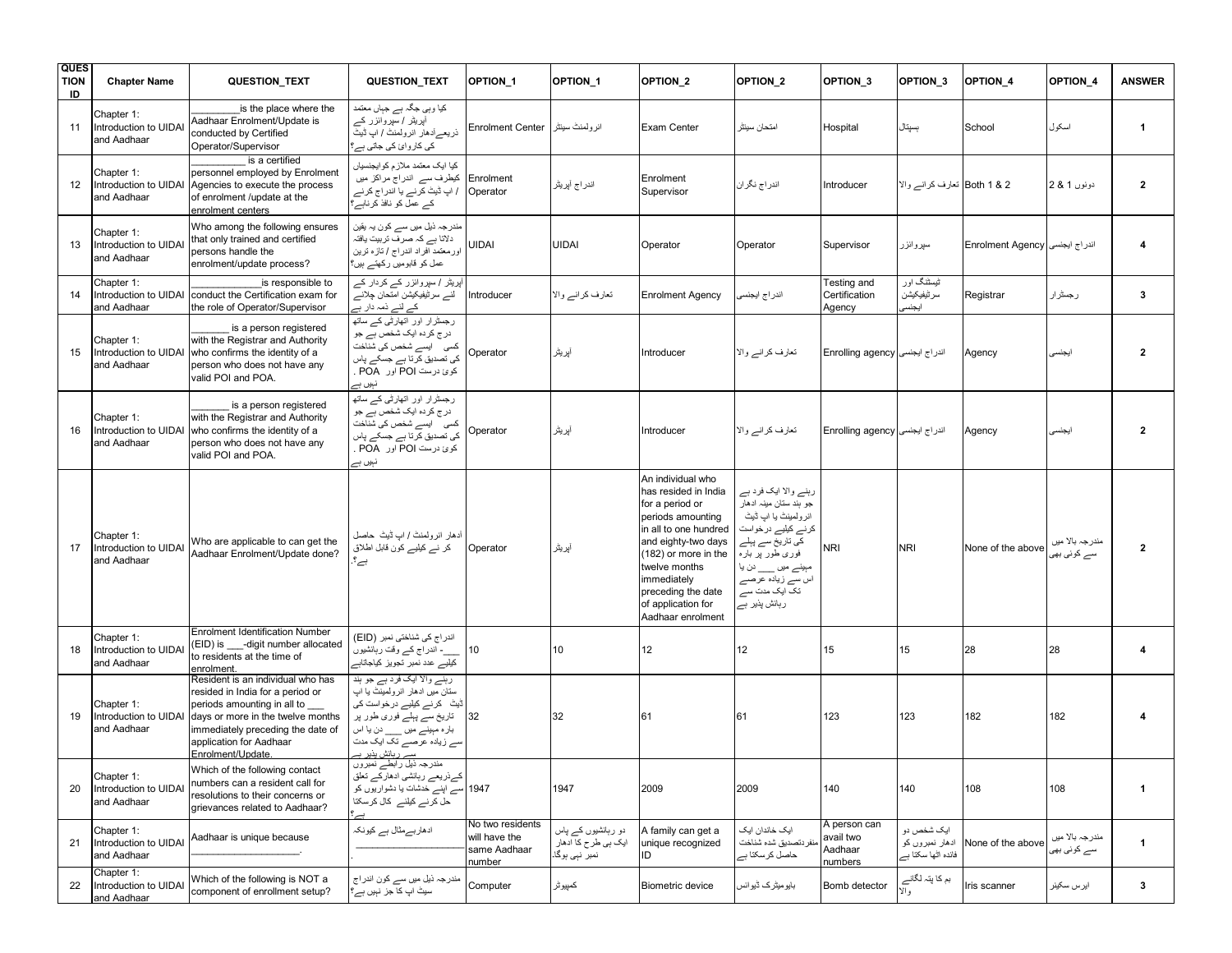| QUESTION ID | Chapter Name | QUESTION_TEXT | QUESTION_TEXT | OPTION_1 | OPTION_1 | OPTION_2 | OPTION_2 | OPTION_3 | OPTION_3 | OPTION_4 | OPTION_4 | ANSWER |
|---|---|---|---|---|---|---|---|---|---|---|---|---|
| 11 | Chapter 1: Introduction to UIDAI and Aadhaar | _________is the place where the Aadhaar Enrolment/Update is conducted by Certified Operator/Supervisor | کیا وہی جگہ ہے جہاں معتمد آپریٹر / سپروائزر کے ذریعےادھار انرولمنٹ / اپ ڈیٹ کی کاروائی کی جاتی ہے؟ | Enrolment Center | انرولمنٹ سینٹر | Exam Center | امتحان سینٹر | Hospital | ہسپتال | School | اسکول | 1 |
| 12 | Chapter 1: Introduction to UIDAI and Aadhaar | ____________ is a certified personnel employed by Enrolment Agencies to execute the process of enrolment /update at the enrolment centers | کیا ایک معتمد ملازم کوایجنسیاں کیطرف سے اندراج مراکز میں / اپ ڈیٹ کرنے یا اندراج کرنے کے عمل کو نافذ کرتاہے؟ | Enrolment Operator | اندراج آپریٹر | Enrolment Supervisor | اندراج نگران | Introducer | تعارف کرانے والا | Both 1 & 2 | دونوں 1 & 2 | 2 |
| 13 | Chapter 1: Introduction to UIDAI and Aadhaar | Who among the following ensures that only trained and certified persons handle the enrolment/update process? | مندرجہ ذیل میں سے کون یہ یقین دلاتا ہے کہ صرف تربیت یافتہ اورمعتمد افراد اندراج / تازہ ترین عمل کو قابومیں رکھتے ہیں؟ | UIDAI | UIDAI | Operator | Operator | Supervisor | سپروائزر | Enrolment Agency | اندراج ایجنسی | 4 |
| 14 | Chapter 1: Introduction to UIDAI and Aadhaar | ______________is responsible to conduct the Certification exam for the role of Operator/Supervisor | آپریٹر / سپروائزر کے کردار کے لئے سرٹیفیکیشن امتحان چلانے کے لئے ذمہ دار ہے | Introducer | تعارف کرانے والا | Enrolment Agency | اندراج ایجنسی | Testing and Certification Agency | ٹیسٹنگ اور سرٹیفیکیشن ایجنسی | Registrar | رجسٹرار | 3 |
| 15 | Chapter 1: Introduction to UIDAI and Aadhaar | _______ is a person registered with the Registrar and Authority who confirms the identity of a person who does not have any valid POI and POA. | رجسترار اور اتھارٹی کے ساتھ درج کردہ ایک شخص ہے جو کسی ایسے شخص کی شناخت کی تصدیق کرتا ہے جسکے پاس کوئ درست POI اور POA . نہیں ہے | Operator | آپریٹر | Introducer | تعارف کرانے والا | Enrolling agency | اندراج ایجنسی | Agency | ایجنسی | 2 |
| 16 | Chapter 1: Introduction to UIDAI and Aadhaar | _______ is a person registered with the Registrar and Authority who confirms the identity of a person who does not have any valid POI and POA. | رجسترار اور اتھارٹی کے ساتھ درج کردہ ایک شخص ہے جو کسی ایسے شخص کی شناخت کی تصدیق کرتا ہے جسکے پاس کوئ درست POI اور POA . نہیں ہے | Operator | آپریٹر | Introducer | تعارف کرانے والا | Enrolling agency | اندراج ایجنسی | Agency | ایجنسی | 2 |
| 17 | Chapter 1: Introduction to UIDAI and Aadhaar | Who are applicable to can get the Aadhaar Enrolment/Update done? | ادھار انرولمنٹ / اپ ڈیٹ حاصل کر نے کیلیے کون قابل اطلاق ہے؟ | Operator | آپریٹر | An individual who has resided in India for a period or periods amounting in all to one hundred and eighty-two days (182) or more in the twelve months immediately preceding the date of application for Aadhaar enrolment | رہنے والا ایک فرد ہے جو ہند ستان میں ادھار انرولمینٹ یا اپ ڈیٹ کرنے کیلیے درخواست کی تاریخ سے پہلے فوری طور پر بارہ مہینے میں ____ دن یا اس سے زیادہ عرصے تک ایک مدت سے رہائش پذیر ہے | NRI | NRI | None of the above | مندرجہ بالا میں سے کوئی بھی | 2 |
| 18 | Chapter 1: Introduction to UIDAI and Aadhaar | Enrolment Identification Number (EID) is ___-digit number allocated to residents at the time of enrolment. | اندراج کی شناختی نمبر (EID) ___- اندراج کے وقت رہائشیوں کیلیے عدد نمبر تجویز کیاجاتاہے | 10 | 10 | 12 | 12 | 15 | 15 | 28 | 28 | 4 |
| 19 | Chapter 1: Introduction to UIDAI and Aadhaar | Resident is an individual who has resided in India for a period or periods amounting in all to ___ days or more in the twelve months immediately preceding the date of application for Aadhaar Enrolment/Update. | رہنے والا ایک فرد ہے جو ہند ستان میں ادھار انرولمینٹ یا اپ ڈیٹ کرنے کیلیے درخواست کی تاریخ سے پہلے فوری طور پر بارہ مہینے میں ____ دن یا اس سے زیادہ عرصے تک ایک مدت سے رہائش پذیر ہے | 32 | 32 | 61 | 61 | 123 | 123 | 182 | 182 | 4 |
| 20 | Chapter 1: Introduction to UIDAI and Aadhaar | Which of the following contact numbers can a resident call for resolutions to their concerns or grievances related to Aadhaar? | مندرجہ ذیل رابطے نمبروں کےذریعے رہائشی ادھارکے تعلق سے اپنے خدشات یا دشواریوں کو حل کرنے کیلئے کال کرسکتا ہے؟ | 1947 | 1947 | 2009 | 2009 | 140 | 140 | 108 | 108 | 1 |
| 21 | Chapter 1: Introduction to UIDAI and Aadhaar | Aadhaar is unique because ____________________. | ادھاریےمثال ہے کیونکہ ____________________. | No two residents will have the same Aadhaar number | دو رہائشیوں کے پاس ایک ہی طرح کا ادھار نمبر نہی ہوگا. | A family can get a unique recognized ID | ایک خاندان ایک منفردتصدیق شدہ شناخت حاصل کرسکتا ہے | A person can avail two Aadhaar numbers | ایک شخص دو ادھار نمبروں کو فائدہ اٹھا سکتا ہے | None of the above | مندرجہ بالا میں سے کوئی بھی | 1 |
| 22 | Chapter 1: Introduction to UIDAI and Aadhaar | Which of the following is NOT a component of enrollment setup? | مندرجہ ذیل میں سے کون اندراج سیٹ اپ کا جز نہیں ہے؟ | Computer | کمپیوٹر | Biometric device | بایومیٹرک ڈیوانس | Bomb detector | بم کا پتہ لگانے والا | Iris scanner | ایرس سکینر | 3 |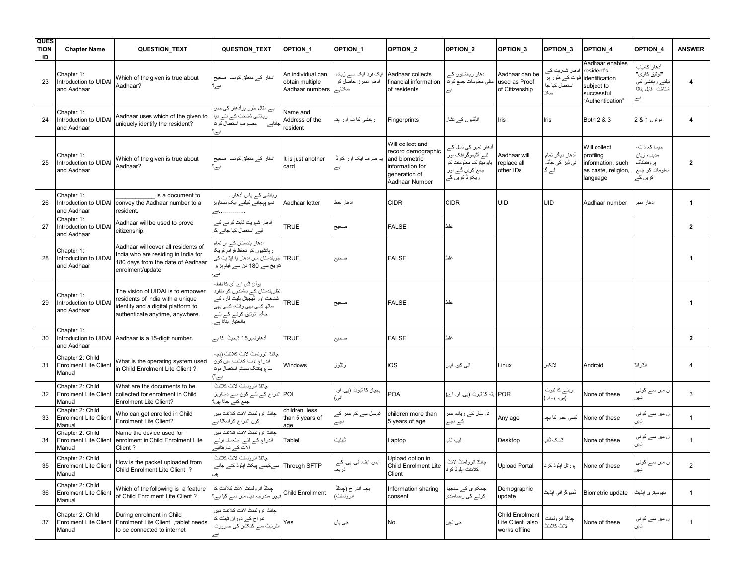| QUESTION ID | Chapter Name | QUESTION_TEXT | QUESTION_TEXT | OPTION_1 | OPTION_1 | OPTION_2 | OPTION_2 | OPTION_3 | OPTION_3 | OPTION_4 | OPTION_4 | ANSWER |
|---|---|---|---|---|---|---|---|---|---|---|---|---|
| 23 | Chapter 1: Introduction to UIDAI and Aadhaar | Which of the given is true about Aadhaar? | ادھار کے متعلق کونسا صحیح ہے؟ | An individual can obtain multiple Aadhaar numbers | ایک فرد ایک سے زیادہ آدھار نمبرز حاصل کر سکتاہے | Aadhaar collects financial information of residents | آدھار رہائشیوں کے مالی معلومات جمع کرتا ہے | Aadhaar can be used as Proof of Citizenship | آدھار شہریت کے ثبوت کے طور پر استعمال کیا جا سکتا | Aadhaar enables resident's identification subject to successful "Authentication" | آدھار کامیاب "توثیق کاری" کیلئے رہائشی کی شناخت قابل بناتا ہے | 4 |
| 24 | Chapter 1: Introduction to UIDAI and Aadhaar | Aadhaar uses which of the given to uniquely identify the resident? | ہے مثال طور پرادھار کی جس رہائشی شناخت کے لئے دیا جاتاہے مصارف استعمال کرتا ہے؟ | Name and Address of the resident | رہائشی کا نام اور پتہ | Fingerprints | انگلیوں کے نشان | Iris | Iris | Both 2 & 3 | دونوں 1 & 2 | 4 |
| 25 | Chapter 1: Introduction to UIDAI and Aadhaar | Which of the given is true about Aadhaar? | ادھار کے متعلق کونسا صحیح ہے؟ | It is just another card | یہ صرف ایک اور کارڈ ہے | Will collect and record demographic and biometric information for generation of Aadhaar Number | آدھار نمبر کی نسل کے لئے آئیموگرافک اور بایومیٹرک معلومات کو جمع کریں گے اور ریکارڈ کریں گے | Aadhaar will replace all other IDs | آدھار دیگر تمام آئی ڈیز کی جگہ لے گا | Will collect profiling information, such as caste, religion, language | جیسا کہ ذات، مذہب، زبان پروفائلنگ معلومات کو جمع کریں گے | 2 |
| 26 | Chapter 1: Introduction to UIDAI and Aadhaar | ___________ is a document to convey the Aadhaar number to a resident. | رہائشی کے پاس آدھار.. نمبرپہچانے کیلئے ایک دستاویز ہے............. | Aadhaar letter | آدھار خط | CIDR | CIDR | UID | UID | Aadhaar number | آدھار نمبر | 1 |
| 27 | Chapter 1: Introduction to UIDAI and Aadhaar | Aadhaar will be used to prove citizenship. | آدھار شہریت ثابت کرنے کے لیے استعمال کیا جائے گا. | TRUE | صحیح | FALSE | غلط | | | | | 2 |
| 28 | Chapter 1: Introduction to UIDAI and Aadhaar | Aadhaar will cover all residents of India who are residing in India for 180 days from the date of Aadhaar enrolment/update | ادھار ہندستان کے ان تمام رہائشیوں کو تحفظ فراہم کریگا جوہندستان میں ادھار یا اپڈ یٹ کی تاریخ سے 180 دن سے قیام پزیر ہے. | TRUE | صحیح | FALSE | غلط | | | | | 1 |
| 29 | Chapter 1: Introduction to UIDAI and Aadhaar | The vision of UIDAI is to empower residents of India with a unique identity and a digital platform to authenticate anytime, anywhere. | یوآئی ڈی اے آئ کا نقطہ نظرہندستان کے باشندوں کو منفرد شناخت اور ڈیجیٹل پلیٹ فارم کے ساتھ کسی بھی وقت، کسی بھی جگہ توثیق کرنے کے لئے بااختیار بنانا ہے. | TRUE | صحیح | FALSE | غلط | | | | | 1 |
| 30 | Chapter 1: Introduction to UIDAI and Aadhaar | Aadhaar is a 15-digit number. | آدھارنمبر15 ڈیجیٹ کا ہے | TRUE | صحیح | FALSE | غلط | | | | | 2 |
| 31 | Chapter 2: Child Enrolment Lite Client Manual | What is the operating system used in Child Enrolment Lite Client ? | چائلڈ انرولمنٹ لائٹ کلائنٹ (بچہ اندراج لائٹ کلائنٹ میں کون ساآپریٹنگ سسٹم استعمال ہوتا ہے؟) | Windows | ونڈوز | iOS | آئی کیو- ایس | Linux | لائنکس | Android | انڈرائڈ | 4 |
| 32 | Chapter 2: Child Enrolment Lite Client Manual | What are the documents to be collected for enrolment in Child Enrolment Lite Client? | چائلڈ انرولمنٹ لائٹ کلائنٹ اندراج کے لئے کون سے دستاویز جمع کئے جاتا ہیں؟ | POI | پہچان کا ثبوت (پی- او- آئی) | POA | پتہ کا ثبوت (پی- او- اے) | POR | رہنے کا ثبوت (پی- او- آر) | None of these | ان میں سے کوئی نہیں | 3 |
| 33 | Chapter 2: Child Enrolment Lite Client Manual | Who can get enrolled in Child Enrolment Lite Client? | چائلڈ انرولمنٹ لائٹ کلائنٹ میں کون اندراج کراسکتا ہے | children less than 5 years of age | ۵سال سے کم عمر کے بچے | children more than 5 years of age | ۵ سال کے زیادہ عمر کے بچے | Any age | کسی عمر کا بچہ | None of these | ان میں سے کوئی نہیں | 1 |
| 34 | Chapter 2: Child Enrolment Lite Client Manual | Name the device used for enrolment in Child Enrolment Lite Client ? | چائلڈ انرولمنٹ لائٹ کلائنٹ میں اندراج کے لئے استعمال ہونے آلات کے نام بتائیے | Tablet | ٹیبلیٹ | Laptop | لیپ ٹاپ | Desktop | ڈسک ٹاپ | None of these | ان میں سے کوئی نہیں | 1 |
| 35 | Chapter 2: Child Enrolment Lite Client Manual | How is the packet uploaded from Child Enrolment Lite Client ? | چائلڈ انرولمنٹ لائٹ کلائنٹ سےکیسے پیکٹ اپلوڈ کئے جاتے ہیں | Through SFTP | ایس- ایف- ٹی- پی- کے ذریعہ | Upload option in Child Enrolment Lite Client | چائلڈ انرولمنٹ لائٹ کلائنٹ اپلوڈ کرنا | Upload Portal | پورٹل اپلوڈ کرنا | None of these | ان میں سے کوئی نہیں | 2 |
| 36 | Chapter 2: Child Enrolment Lite Client Manual | Which of the following is a feature of Child Enrolment Lite Client ? | چائلڈ انرولمنٹ لائٹ کلائنٹ کا فیچر مندرجہ ذیل میں سے کیا ہے؟ | Child Enrollment | بچہ اندراج (چائلڈ انرولمنٹ) | Information sharing consent | جانکاری کے ساجھا کرنے کی رضامندی | Demographic update | ڈیموگرافی اپڈیٹ | Biometric update | بایومیٹری اپڈیٹ | 1 |
| 37 | Chapter 2: Child Enrolment Lite Client Manual | During enrolment in Child Enrolment Lite Client ,tablet needs to be connected to internet | چائلڈ انرولمنٹ لائٹ کلائنٹ میں اندراج کے دوران ٹیبلٹ کا انٹرنیٹ سے کنکشن کی ضرورت ہے | Yes | جی ہاں | No | جی نہیں | Child Enrolment Lite Client also works offline | چائلڈ انرولمنٹ لائٹ کلائنٹ | None of these | ان میں سے کوئی نہیں | 1 |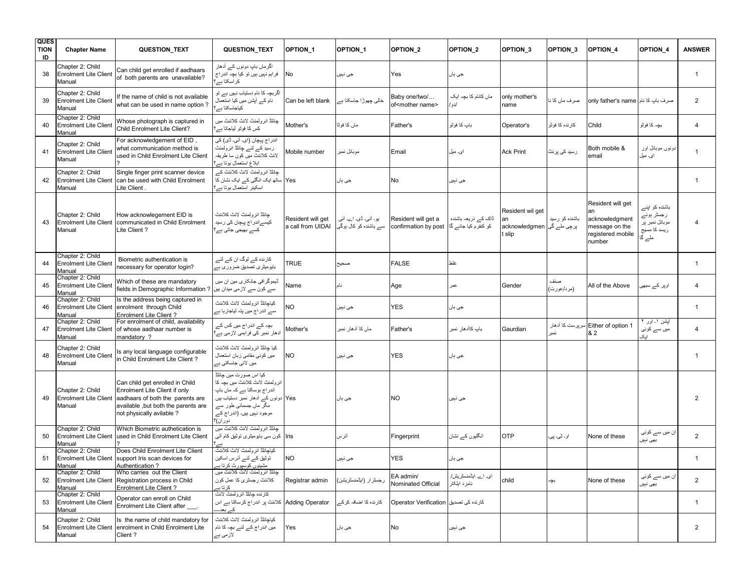| QUESTION ID | Chapter Name | QUESTION_TEXT | QUESTION_TEXT | OPTION_1 | OPTION_1 | OPTION_2 | OPTION_2 | OPTION_3 | OPTION_3 | OPTION_4 | OPTION_4 | ANSWER |
|---|---|---|---|---|---|---|---|---|---|---|---|---|
| 38 | Chapter 2: Child Enrolment Lite Client Manual | Can child get enrolled if aadhaars of both parents are unavailable? | اگرماں باپ دونوں کے آدھار فراہم نہیں ہیں تو کیا بچہ اندراج کراسکتا ہے؟ | No | جی نہیں | Yes | جی ہاں | | | | | 1 |
| 39 | Chapter 2: Child Enrolment Lite Client Manual | If the name of child is not available what can be used in name option ? | اگربچہ کا نام دستیاب نہیں ہے تو نام کے آپشن میں کیا استعمال کیاجاسکتا ہے؟ | Can be left blank | خالی چھوڑا جاسکتا ہے | Baby one/two/…of<mother name> | ماں کانام کا بچہ ایک/دو/ | only mother's name | صرف ماں کا نا | only father's name | صرف باپ کا نام | 2 |
| 40 | Chapter 2: Child Enrolment Lite Client Manual | Whose photograph is captured in Child Enrolment Lite Client? | چائلڈ انرولمنٹ لائٹ کلائنٹ میں کس کا فوٹو لیاجاتا ہے؟ | Mother's | ماں کا فوٹا | Father's | باپ کا فوٹو | Operator's | کارندہ کا فوٹو | Child | بچہ کا فوٹو | 4 |
| 41 | Chapter 2: Child Enrolment Lite Client Manual | For acknowledgement of EID , what communication method is used in Child Enrolment Lite Client ? | اندراج پہچان (ای۔ آئی۔ ڈی) کی رسید کے لئے چائلڈ انرولمنٹ لائٹ کلائنٹ میں کون سا طریقہ ابلاغ استعمال ہوتا ہے؟ | Mobile number | موبائل نمبر | Email | ای۔ میل | Ack Print | رسید کی پرنٹ | Both mobile & email | دونوں موبائل اور ای۔ میل | 1 |
| 42 | Chapter 2: Child Enrolment Lite Client Manual | Single finger print scanner device can be used with Child Enrolment Lite Client . | چائلڈ انرولمنٹ لائٹ کلائنٹ کے ساتھ ایک انگلی کے ایک نشان کا اسکینر استعمال ہوتا ہے؟ | Yes | جی ہاں | No | جی نہیں | | | | | 1 |
| 43 | Chapter 2: Child Enrolment Lite Client Manual | How acknowlegement EID is communicated in Child Enrolment Lite Client ? | چائلڈ انرولمنٹ لائٹ کلائنٹ کیسےاندراج پہچان کی رسید کیسے بھیجی جاتی ہے؟ | Resident will get a call from UIDAI | یو۔ آئی۔ ڈی۔ اے۔ آئی سے باشندہ کو کال ہوگی | Resident will get a confirmation by post | ڈاک کے ذریعہ باشندہ کو کنفرم کیا جائے گا | Resident wil get an acknowledgment slip | باشندہ کو رسید پرچی ملے گی | Resident will get an acknowledgment message on the registered mobile number | باشندہ کو اپنے رجسٹر ہونے موبائل نمبر پر رسید کا مسیج ملے گا | 4 |
| 44 | Chapter 2: Child Enrolment Lite Client Manual | Biometric authentication is necessary for operator login? | کارندہ کے لوگ ان کے لئے بایومیٹری تصدیق ضروری ہے؟ | TRUE | صحیح | FALSE | غلط | | | | | 1 |
| 45 | Chapter 2: Child Enrolment Lite Client Manual | Which of these are mandatory fields in Demographic Information ? | ڈیموگرافی جانکاری میں ان میں سے کون سے لازمی میدان ہیں | Name | نام | Age | عمر | Gender | صنف (مرد/عورت) | All of the Above | اوپر کے سبھی | 4 |
| 46 | Chapter 2: Child Enrolment Lite Client Manual | Is the address being captured in enrolment through Child Enrolment Lite Client ? | کیاچائلڈ انرولمنٹ لائٹ کلائنٹ سے اندراج میں پتہ لیاجارہا ہے | NO | جی نہیں | YES | جی ہاں | | | | | 1 |
| 47 | Chapter 2: Child Enrolment Lite Client Manual | For enrolment of child, availability of whose aadhaar number is mandatory ? | بچہ کے اندراج میں کس کے ادھار نمبر کی فراہمی لازمی ہے؟ | Mother's | ماں کا آدھار نمبر | Father's | باپ کاآدھار نمبر | Gaurdian | سرپرست کا آدھار نمبر | Either of option 1 & 2 | آپشن ۱۔ اور ۲ میں سے کوئی ایک | 4 |
| 48 | Chapter 2: Child Enrolment Lite Client Manual | Is any local language configurable in Child Enrolment Lite Client ? | کیا چائلڈ انرولمنٹ لائٹ کلائنٹ میں کوئی مقامی زبان استعمال میں لائی جاسکتی ہے | NO | جی نہیں | YES | جی ہاں | | | | | 1 |
| 49 | Chapter 2: Child Enrolment Lite Client Manual | Can child get enrolled in Child Enrolment Lite Client if only aadhaars of both the parents are available ,but both the parents are not physically avilable ? | کیا اس صورت میں چائلڈ انرولمنٹ لائٹ کلائنٹ میں بچہ کا اندراج ہوسکتا ہے کہ ماں باپ دونوں کے آدھار نمبر دستیاب ہیں مگر ماں جسمانی طور سے موجود نہیں ہیں۔ (اندراج کے دوران)؟ | Yes | جی ہاں | NO | جی نہیں | | | | | 2 |
| 50 | Chapter 2: Child Enrolment Lite Client Manual | Which Biometric authetication is used in Child Enrolment Lite Client ? | چائلڈ انرولمنٹ لائٹ کلائنٹ میں کون سی بایومیٹری توثیق کام آتی ہے؟ | Iris | آئرس | Fingerprint | انگلیوں کے نشان | OTP | او۔ ٹی۔ پی۔ | None of these | ان میں سے کوئی بھی نہیں | 2 |
| 51 | Chapter 2: Child Enrolment Lite Client Manual | Does Child Enrolment Lite Client support Iris scan devices for Authentication ? | کیاچائلڈ انرولمنٹ لائٹ کلائنٹ توثیق کے لئے آئرس اسکین مشینوں کوسپورٹ کرتا ہے | NO | جی نہیں | YES | جی ہاں | | | | | 1 |
| 52 | Chapter 2: Child Enrolment Lite Client Manual | Who carries out the Client Registration process in Child Enrolment Lite Client ? | چائلڈ انرولمنٹ لائٹ کلائنٹ میں کلائنٹ رجسٹری کا عمل کون کرتا ہے | Registrar admin | رجسٹرار (ایڈمنسٹریشن) | EA admin/ Nominated Official | ای۔ اے۔ ایڈمنسٹریش/ نامزد اہلکار | child | بچہ | None of these | ان میں سے کوئی بھی نہیں | 2 |
| 53 | Chapter 2: Child Enrolment Lite Client Manual | Operator can enroll on Child Enrolment Lite Client after ___. | کارندہ چائلڈ انرولمنٹ لائٹ کلائنٹ پر اندراج کرسکتا ہے اس کے بعد..... | Adding Operator | کارندہ کا اضافہ کرکے | Operator Verification | کارندہ کی تصدیق | | | | | 1 |
| 54 | Chapter 2: Child Enrolment Lite Client Manual | Is the name of child mandatory for enrolment in Child Enrolment Lite Client ? | کیاچائلڈ انرولمنٹ لائٹ کلائنٹ میں اندراج کے لئے بچہ کا نام لازمی ہے | Yes | جی ہاں | No | جی نہیں | | | | | 2 |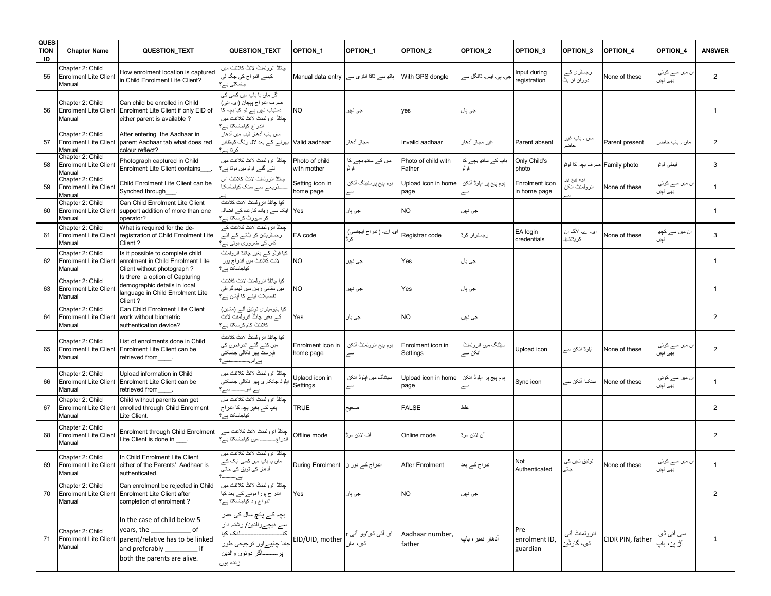| QUESTION ID | Chapter Name | QUESTION_TEXT | QUESTION_TEXT | OPTION_1 | OPTION_1 | OPTION_2 | OPTION_2 | OPTION_3 | OPTION_3 | OPTION_4 | OPTION_4 | ANSWER |
|---|---|---|---|---|---|---|---|---|---|---|---|---|
| 55 | Chapter 2: Child Enrolment Lite Client Manual | How enrolment location is captured in Child Enrolment Lite Client? | چائلڈ انرولمنٹ لائٹ کلائنٹ میں کیسے اندراج کی جگہ لی جاسکتی ہے؟ | Manual data entry | ہاتھ سے ڈاٹا انٹری سے | With GPS dongle | جی۔پی۔ایس۔ ڈانگل سے | Input during registration | رجسٹری کے دوران ان پٹ | None of these | ان میں سے کوئی بھی نہیں | 2 |
| 56 | Chapter 2: Child Enrolment Lite Client Manual | Can child be enrolled in Child Enrolment Lite Client if only EID of either parent is available ? | اگر ماں یا باپ میں کسی کی صرف اندراج پہچان (ای۔ آئی) دستیاب نہیں ہے تو کیا بچہ کا چائلڈ انرولمنٹ لائٹ کلائنٹ میں اندراج کیاجاسکتا ہے؟ | NO | جی نہیں | yes | جی ہاں | | | | | 1 |
| 57 | Chapter 2: Child Enrolment Lite Client Manual | After entering the Aadhaar in parent Aadhaar tab what does red colour reflect? | ماں باپ آدھار ٹیب میں آدھار بھرنے کے بعد لال رنگ کیاظاہر کرتا ہے؟ | Valid aadhaar | مجاز آدھار | Invalid aadhaar | غیر مجاز آدھار | Parent absent | ماں ، باپ غیر حاضر | Parent present | ماں ، باپ حاضر | 2 |
| 58 | Chapter 2: Child Enrolment Lite Client Manual | Photograph captured in Child Enrolment Lite Client contains___. | چائلڈ انرولمنٹ لائٹ کلائنٹ میں لئے گئے فوٹومیں ہوتا ہے؟ | Photo of child with mother | ماں کے ساتھ بچے کا فوٹو | Photo of child with Father | باپ کے ساتھ بچے کا فوٹو | Only Child's photo | صرف بچہ کا فوٹو | Family photo | فیملی فوٹو | 3 |
| 59 | Chapter 2: Child Enrolment Lite Client Manual | Child Enrolment Lite Client can be Synched through___. | چائلڈ انرولمنٹ لائٹ کلائنٹ اس ........ذریعے سے سنک کیاجاسکتا ہے | Setting icon in home page | ہوم پیج پرسٹینگ آئکن سے | Upload icon in home page | ہوم پیج پر اپلوڈ آئکن سے | Enrolment icon in home page | ہوم پیج پر انرولمنٹ آئکن سے | None of these | ان میں سے کوئی بھی نہیں | 1 |
| 60 | Chapter 2: Child Enrolment Lite Client Manual | Can Child Enrolment Lite Client support addition of more than one operator? | کیا چائلڈ انرولمنٹ لائٹ کلائنٹ ایک سے زیادہ کارندہ کے اضافہ کو سپورٹ کرسکتا ہے؟ | Yes | جی ہاں | NO | جی نہیں | | | | | 1 |
| 61 | Chapter 2: Child Enrolment Lite Client Manual | What is required for the de-registration of Child Enrolment Lite Client ? | چائلڈ انرولمنٹ لائٹ کلائنٹ کے رجسٹریشن کو ہٹانے کے لئے کس کی ضروری ہوتی ہے؟ | EA code | ای۔ اے۔ (اندراج ایجنسی) کوڈ | Registrar code | رجسٹرار کوڈ | EA login credentials | ای۔ اے۔ لاگ ان کریڈنشیل | None of these | ان میں سے کچھ نہیں | 3 |
| 62 | Chapter 2: Child Enrolment Lite Client Manual | Is it possible to complete child enrolment in Child Enrolment Lite Client without photograph ? | کیا فوٹو کے بغیر چائلڈ انرولمنٹ لائٹ کلائنٹ میں اندراج پورا کیاجاسکتا ہے؟ | NO | جی نہیں | Yes | جی ہاں | | | | | 1 |
| 63 | Chapter 2: Child Enrolment Lite Client Manual | Is there a option of Capturing demographic details in local language in Child Enrolment Lite Client ? | کیا چائلڈ انرولمنٹ لائٹ کلائنٹ میں مقامی زبان میں ڈیموگرافی تفصیلات لینے کا آپشن ہے؟ | NO | جی نہیں | Yes | جی ہاں | | | | | 1 |
| 64 | Chapter 2: Child Enrolment Lite Client Manual | Can Child Enrolment Lite Client work without biometric authentication device? | کیا بایومیٹری توثیق آلے (مشین) کے بغیر چائلڈ انرولمنٹ لائٹ کلائنٹ کام کرسکتا ہے؟ | Yes | جی ہاں | NO | جی نہیں | | | | | 2 |
| 65 | Chapter 2: Child Enrolment Lite Client Manual | List of enrolments done in Child Enrolment Lite Client can be retrieved from____. | کیا چائلڈ انرولمنٹ لائٹ کلائنٹ میں کتنے گئے اندراجوں کی فہرست پھر نکالی جاسکتی ہےاس..............سے؟ | Enrolment icon in home page | ہوم پیج انرولمنٹ آئکن سے | Enrolment icon in Settings | سیٹنگ میں انرولمنٹ آئکن سے | Upload icon | اپلوڈ آئکن سے | None of these | ان میں سے کوئی بھی نہیں | 2 |
| 66 | Chapter 2: Child Enrolment Lite Client Manual | Upload information in Child Enrolment Lite Client can be retrieved from____. | چائلڈ انرولمنٹ لائٹ کلائنٹ میں اپلوڈ جانکاری پھر نکالی جاسکتی ہے اس........ سے؟ | Uplaod icon in Settings | سیٹنگ میں اپلوڈ آئکن سے | Upload icon in home page | ہوم پیج پر اپلوڈ آئکن سے | Sync icon | سنک' آئکن سے | None of these | ان میں سے کوئی بھی نہیں | 1 |
| 67 | Chapter 2: Child Enrolment Lite Client Manual | Child without parents can get enrolled through Child Enrolment Lite Client. | چائلڈ انرولمنٹ لائٹ کلائنٹ ماں باپ کے بغیر بچہ کا اندراج کیاجاسکتا ہے؟ | TRUE | صحیح | FALSE | غلط | | | | | 2 |
| 68 | Chapter 2: Child Enrolment Lite Client Manual | Enrolment through Child Enrolment Lite Client is done in ___. | چائلڈ انرولمنٹ لائٹ کلائنٹ سے اندراج........... میں کیاجاسکتا ہے؟ | Offline mode | آف لائن موڈ | Online mode | آن لائن موڈ | | | | | 2 |
| 69 | Chapter 2: Child Enrolment Lite Client Manual | In Child Enrolment Lite Client either of the Parents' Aadhaar is authenticated. | چائلڈ انرولمنٹ لائٹ کلائنٹ میں ماں یا باپ میں کسی ایک کے آدھار کی توثیق کی جاتی ہے..........؟ | During Enrolment | اندراج کے دوران | After Enrolment | اندراج کے بعد | Not Authenticated | توثیق نہیں کی جاتی | None of these | ان میں سے کوئی بھی نہیں | 1 |
| 70 | Chapter 2: Child Enrolment Lite Client Manual | Can enrolment be rejected in Child Enrolment Lite Client after completion of enrolment ? | چائلڈ انرولمنٹ لائٹ کلائنٹ میں اندراج پورا ہونے کے بعد کیا اندراج رد کیاجاسکتا ہے؟ | Yes | جی ہاں | NO | جی نہیں | | | | | 2 |
| 71 | Chapter 2: Child Enrolment Lite Client Manual | In the case of child below 5 years, the ___________ of parent/relative has to be linked and preferably _________ if both the parents are alive. | بچہ کے پانچ سال کی عمر سے نیچےوالدین/ رشتہ دار کا..............لنک کیا جانا چاہیے اور ترجیحی طور پر...........اگر دونوں والدین زندہ ہوں | EID/UID, mother | ای آئی ڈی/یو آئی ڈی، ماں | Aadhaar number, father | آدھار نمبر، باپ | Pre-enrolment ID, guardian | انرولمنٹ آئی ڈی، گارڈین | CIDR PIN, father | سی آئی ڈی آر پن، باپ | **1** |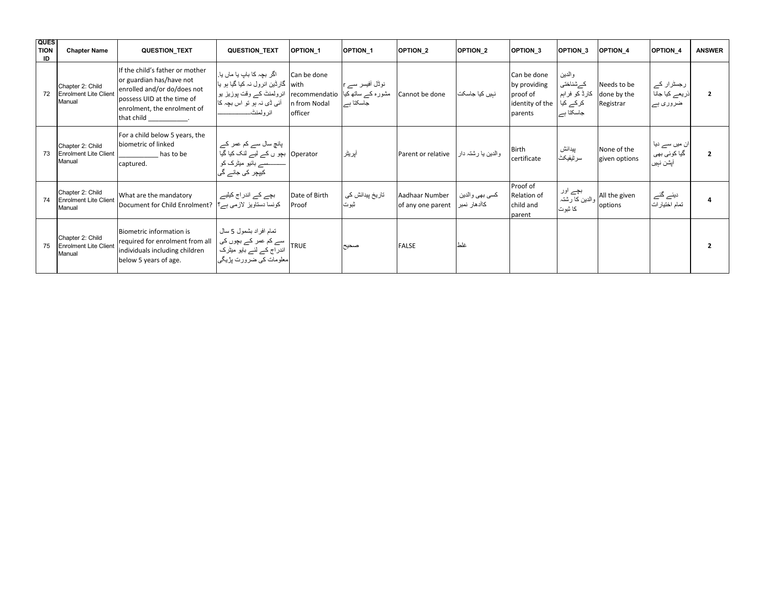| QUESTION ID | Chapter Name | QUESTION_TEXT | QUESTION_TEXT | OPTION_1 | OPTION_1 | OPTION_2 | OPTION_2 | OPTION_3 | OPTION_3 | OPTION_4 | OPTION_4 | ANSWER |
|---|---|---|---|---|---|---|---|---|---|---|---|---|
| 72 | Chapter 2: Child Enrolment Lite Client Manual | If the child's father or mother or guardian has/have not enrolled and/or do/does not possess UID at the time of enrolment, the enrolment of that child ___________. | اگر بچہ کا باپ یا ماں یا. گارڈین انرول نہ کیا گیا ہو یا انرولمنٹ کے وقت یوزیز یو آئی ڈی نہ ہو تو اس بچہ کا انرولمنٹ........................ | Can be done with recommendation from Nodal officer | نوڈل آفیسر سے r مشورہ کے ساتھ کیا جاسکتا ہے | Cannot be done | نہیں کیا جاسکتا | Can be done by providing proof of identity of the parents | والدین کےشناختی کارڈ کو فراہم کرکے کیا جاسکتا ہے | Needs to be done by the Registrar | رجسٹرار کے ذریعے کیا جانا ضروری ہے | 2 |
| 73 | Chapter 2: Child Enrolment Lite Client Manual | For a child below 5 years, the biometric of linked ___________ has to be captured. | پانچ سال سے کم عمر کے بچو ں کے لیے لنک کیا گیا ............سے بائیو میٹرک کو کیپچر کی جائے گی | Operator | آپریٹر | Parent or relative | والدین یا رشتہ دار | Birth certificate | پیدائش سرٹیفیکٹ | None of the given options | ان میں سے دیا گیا کوئی بھی آپشن نہیں | 2 |
| 74 | Chapter 2: Child Enrolment Lite Client Manual | What are the mandatory Document for Child Enrolment? | بچے کے اندراج کیلیے کونسا دستاویز لازمی ہے؟ | Date of Birth Proof | تاریخ پیدائش کی ثبوت | Aadhaar Number of any one parent | کسی بھی والدین کاآدھار نمبر | Proof of Relation of child and parent | بچے اور والدین کا رشتہ کا ثبوت | All the given options | دیئے گئے تمام اختیارات | 4 |
| 75 | Chapter 2: Child Enrolment Lite Client Manual | Biometric information is required for enrolment from all individuals including children below 5 years of age. | تمام افراد بشمول 5 سال سے کم عمر کے بچوں کی اندراج کے لئے بایو میٹرک معلومات کی ضرورت پڑیگی | TRUE | صحیح | FALSE | غلط | | | | | 2 |